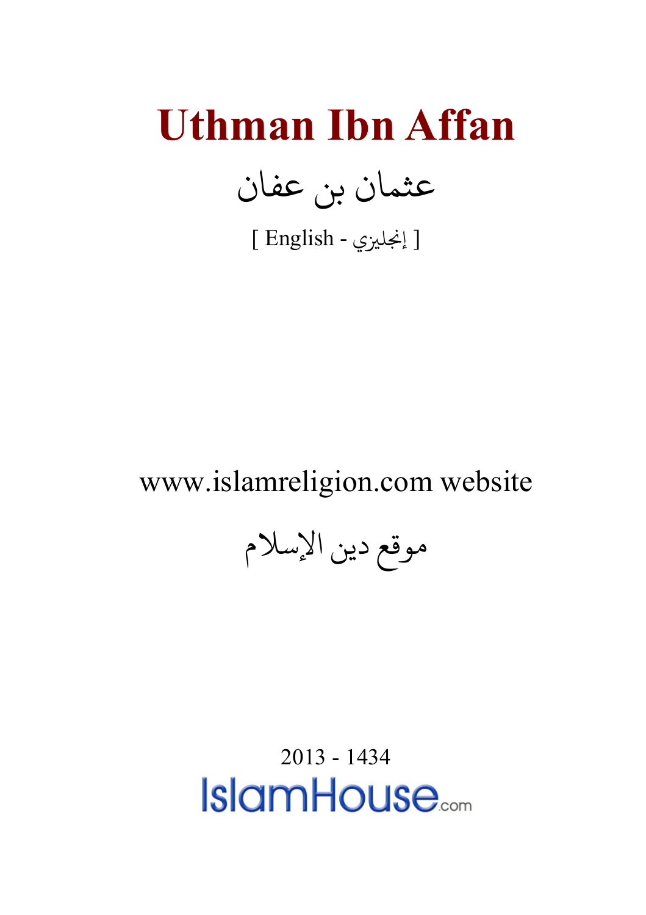# Uthman Ibn Affan

عثمان بن عفان

[ English - إنجليزي ]

www.islamreligion.com website

موقع دين الإسلام

2013 - 1434

IslamHouse.com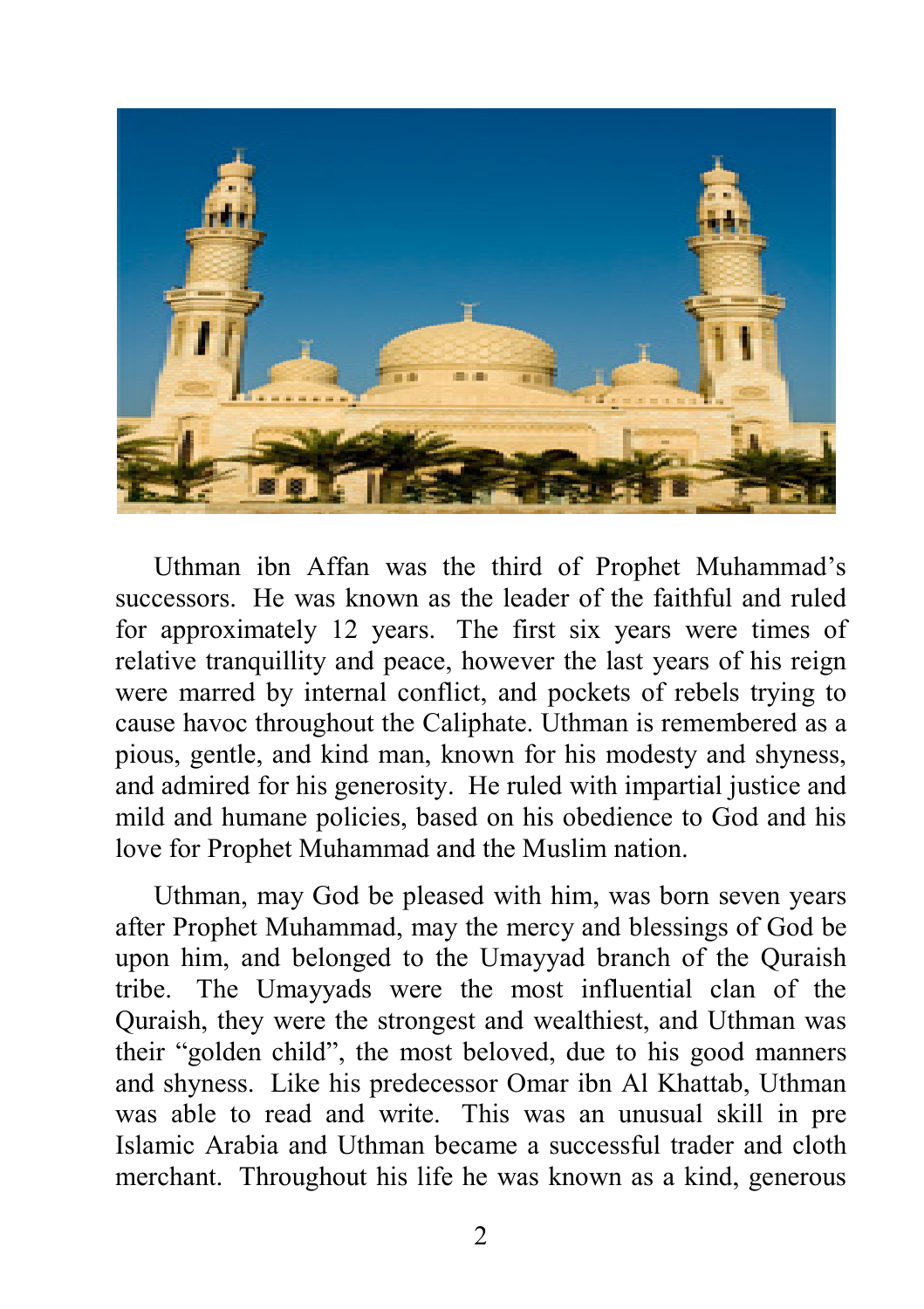Uthman ibn Affan was the third of Prophet Muhammad's successors. He was known as the leader of the faithful and ruled for approximately 12 years. The first six years were times of relative tranquillity and peace, however the last years of his reign were marred by internal conflict, and pockets of rebels trying to cause havoc throughout the Caliphate. Uthman is remembered as a pious, gentle, and kind man, known for his modesty and shyness, and admired for his generosity. He ruled with impartial justice and mild and humane policies, based on his obedience to God and his love for Prophet Muhammad and the Muslim nation.

Uthman, may God be pleased with him, was born seven years after Prophet Muhammad, may the mercy and blessings of God be upon him, and belonged to the Umayyad branch of the Quraish tribe. The Umayyads were the most influential clan of the Quraish, they were the strongest and wealthiest, and Uthman was their "golden child", the most beloved, due to his good manners and shyness. Like his predecessor Omar ibn Al Khattab, Uthman was able to read and write. This was an unusual skill in pre Islamic Arabia and Uthman became a successful trader and cloth merchant. Throughout his life he was known as a kind, generous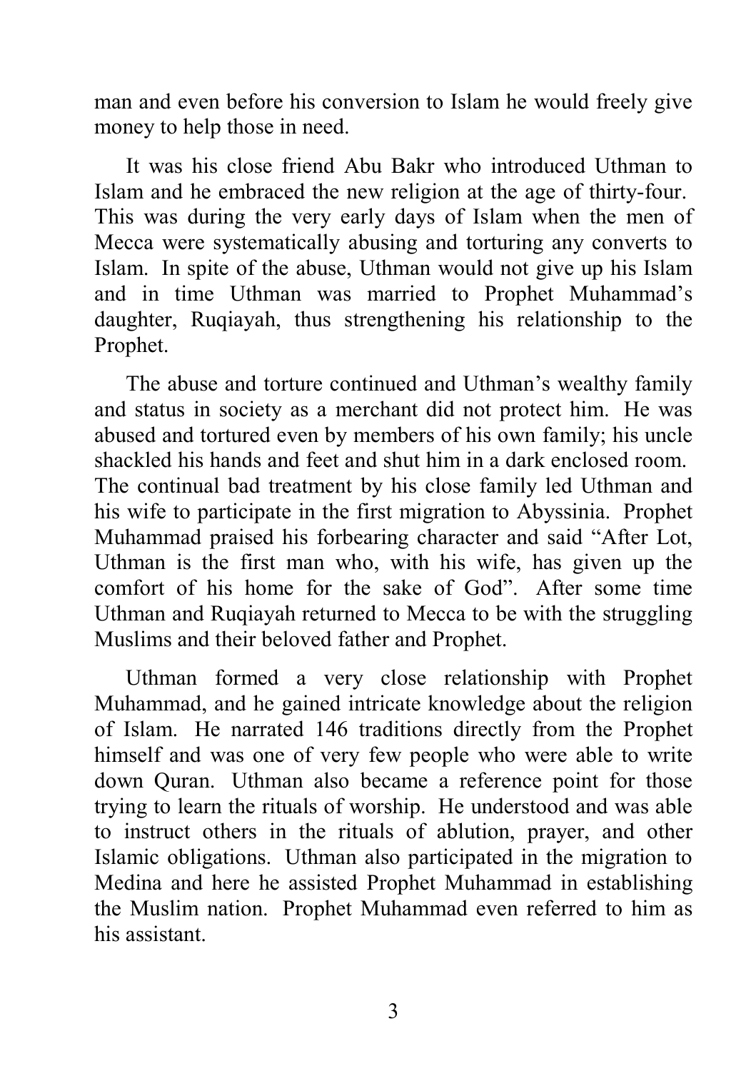man and even before his conversion to Islam he would freely give money to help those in need.

It was his close friend Abu Bakr who introduced Uthman to Islam and he embraced the new religion at the age of thirty-four. This was during the very early days of Islam when the men of Mecca were systematically abusing and torturing any converts to Islam. In spite of the abuse, Uthman would not give up his Islam and in time Uthman was married to Prophet Muhammad's daughter, Ruqiayah, thus strengthening his relationship to the Prophet.

The abuse and torture continued and Uthman's wealthy family and status in society as a merchant did not protect him. He was abused and tortured even by members of his own family; his uncle shackled his hands and feet and shut him in a dark enclosed room. The continual bad treatment by his close family led Uthman and his wife to participate in the first migration to Abyssinia. Prophet Muhammad praised his forbearing character and said "After Lot, Uthman is the first man who, with his wife, has given up the comfort of his home for the sake of God". After some time Uthman and Ruqiayah returned to Mecca to be with the struggling Muslims and their beloved father and Prophet.

Uthman formed a very close relationship with Prophet Muhammad, and he gained intricate knowledge about the religion of Islam. He narrated 146 traditions directly from the Prophet himself and was one of very few people who were able to write down Quran. Uthman also became a reference point for those trying to learn the rituals of worship. He understood and was able to instruct others in the rituals of ablution, prayer, and other Islamic obligations. Uthman also participated in the migration to Medina and here he assisted Prophet Muhammad in establishing the Muslim nation. Prophet Muhammad even referred to him as his assistant.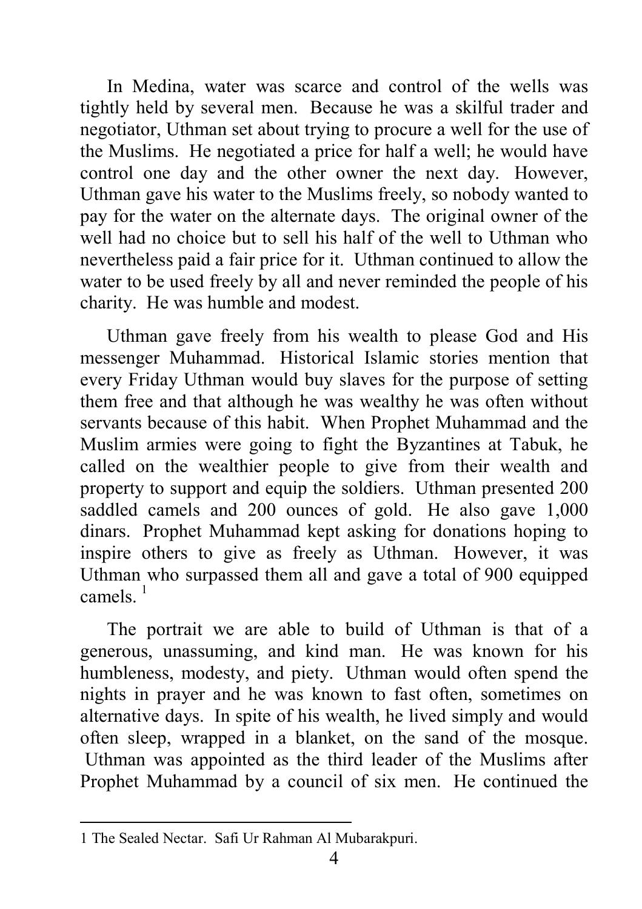In Medina, water was scarce and control of the wells was tightly held by several men. Because he was a skilful trader and negotiator, Uthman set about trying to procure a well for the use of the Muslims. He negotiated a price for half a well; he would have control one day and the other owner the next day. However, Uthman gave his water to the Muslims freely, so nobody wanted to pay for the water on the alternate days. The original owner of the well had no choice but to sell his half of the well to Uthman who nevertheless paid a fair price for it. Uthman continued to allow the water to be used freely by all and never reminded the people of his charity. He was humble and modest.

Uthman gave freely from his wealth to please God and His messenger Muhammad. Historical Islamic stories mention that every Friday Uthman would buy slaves for the purpose of setting them free and that although he was wealthy he was often without servants because of this habit. When Prophet Muhammad and the Muslim armies were going to fight the Byzantines at Tabuk, he called on the wealthier people to give from their wealth and property to support and equip the soldiers. Uthman presented 200 saddled camels and 200 ounces of gold. He also gave 1,000 dinars. Prophet Muhammad kept asking for donations hoping to inspire others to give as freely as Uthman. However, it was Uthman who surpassed them all and gave a total of 900 equipped camels. [1]

The portrait we are able to build of Uthman is that of a generous, unassuming, and kind man. He was known for his humbleness, modesty, and piety. Uthman would often spend the nights in prayer and he was known to fast often, sometimes on alternative days. In spite of his wealth, he lived simply and would often sleep, wrapped in a blanket, on the sand of the mosque. Uthman was appointed as the third leader of the Muslims after Prophet Muhammad by a council of six men. He continued the

---

1 The Sealed Nectar. Safi Ur Rahman Al Mubarakpuri.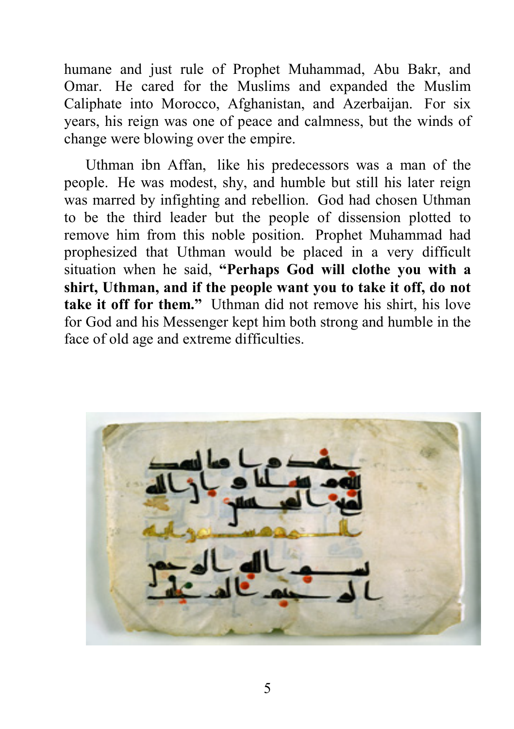humane and just rule of Prophet Muhammad, Abu Bakr, and Omar. He cared for the Muslims and expanded the Muslim Caliphate into Morocco, Afghanistan, and Azerbaijan. For six years, his reign was one of peace and calmness, but the winds of change were blowing over the empire.

Uthman ibn Affan, like his predecessors was a man of the people. He was modest, shy, and humble but still his later reign was marred by infighting and rebellion. God had chosen Uthman to be the third leader but the people of dissension plotted to remove him from this noble position. Prophet Muhammad had prophesized that Uthman would be placed in a very difficult situation when he said, **"Perhaps God will clothe you with a shirt, Uthman, and if the people want you to take it off, do not take it off for them."** Uthman did not remove his shirt, his love for God and his Messenger kept him both strong and humble in the face of old age and extreme difficulties.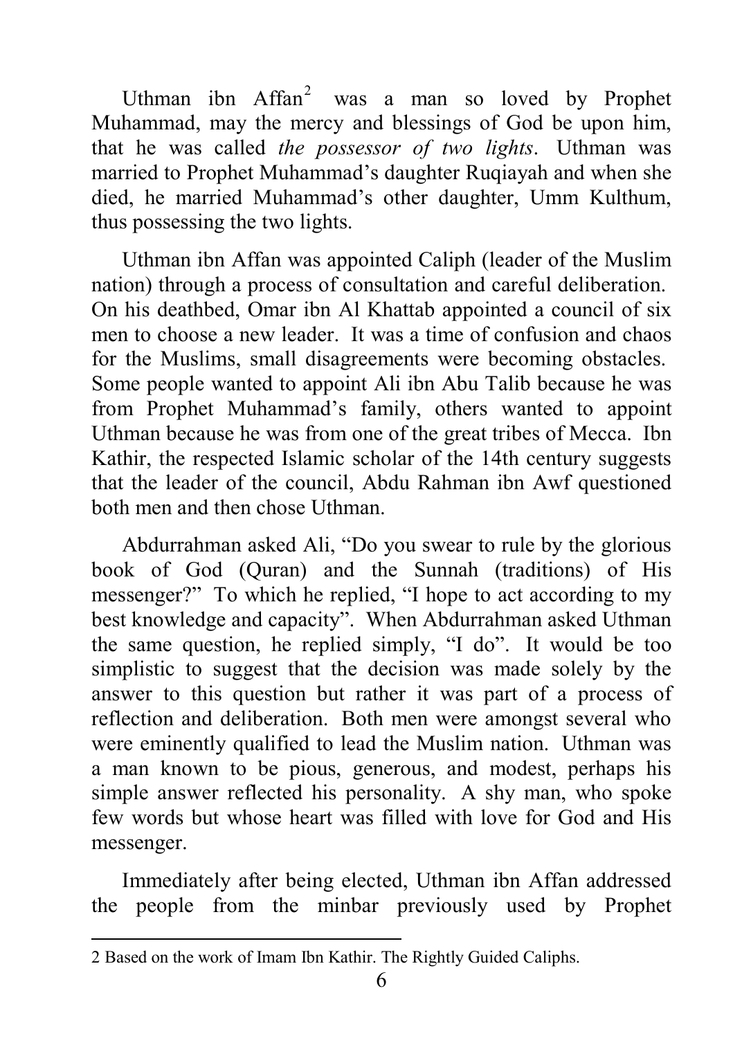Uthman ibn Affan[2] was a man so loved by Prophet Muhammad, may the mercy and blessings of God be upon him, that he was called *the possessor of two lights*. Uthman was married to Prophet Muhammad's daughter Ruqiayah and when she died, he married Muhammad's other daughter, Umm Kulthum, thus possessing the two lights.

Uthman ibn Affan was appointed Caliph (leader of the Muslim nation) through a process of consultation and careful deliberation. On his deathbed, Omar ibn Al Khattab appointed a council of six men to choose a new leader. It was a time of confusion and chaos for the Muslims, small disagreements were becoming obstacles. Some people wanted to appoint Ali ibn Abu Talib because he was from Prophet Muhammad's family, others wanted to appoint Uthman because he was from one of the great tribes of Mecca. Ibn Kathir, the respected Islamic scholar of the 14th century suggests that the leader of the council, Abdu Rahman ibn Awf questioned both men and then chose Uthman.

Abdurrahman asked Ali, "Do you swear to rule by the glorious book of God (Quran) and the Sunnah (traditions) of His messenger?" To which he replied, "I hope to act according to my best knowledge and capacity". When Abdurrahman asked Uthman the same question, he replied simply, "I do". It would be too simplistic to suggest that the decision was made solely by the answer to this question but rather it was part of a process of reflection and deliberation. Both men were amongst several who were eminently qualified to lead the Muslim nation. Uthman was a man known to be pious, generous, and modest, perhaps his simple answer reflected his personality. A shy man, who spoke few words but whose heart was filled with love for God and His messenger.

Immediately after being elected, Uthman ibn Affan addressed the people from the minbar previously used by Prophet

---

[2] Based on the work of Imam Ibn Kathir. The Rightly Guided Caliphs.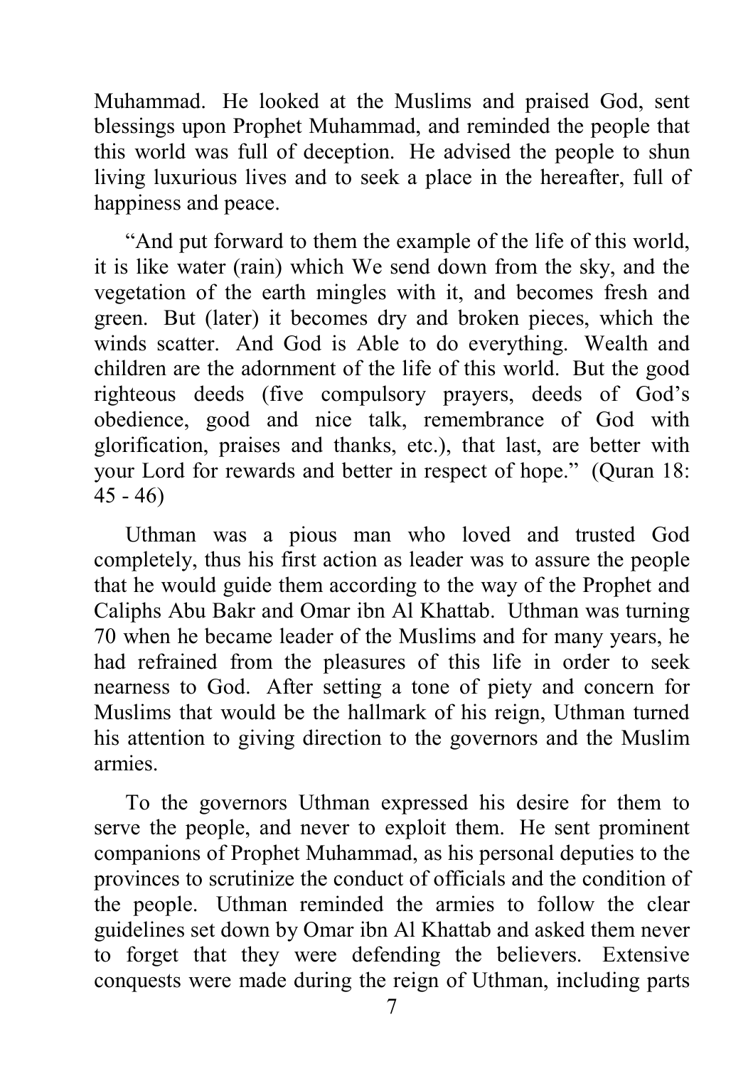Muhammad. He looked at the Muslims and praised God, sent blessings upon Prophet Muhammad, and reminded the people that this world was full of deception. He advised the people to shun living luxurious lives and to seek a place in the hereafter, full of happiness and peace.

"And put forward to them the example of the life of this world, it is like water (rain) which We send down from the sky, and the vegetation of the earth mingles with it, and becomes fresh and green. But (later) it becomes dry and broken pieces, which the winds scatter. And God is Able to do everything. Wealth and children are the adornment of the life of this world. But the good righteous deeds (five compulsory prayers, deeds of God's obedience, good and nice talk, remembrance of God with glorification, praises and thanks, etc.), that last, are better with your Lord for rewards and better in respect of hope." (Quran 18: 45 - 46)

Uthman was a pious man who loved and trusted God completely, thus his first action as leader was to assure the people that he would guide them according to the way of the Prophet and Caliphs Abu Bakr and Omar ibn Al Khattab. Uthman was turning 70 when he became leader of the Muslims and for many years, he had refrained from the pleasures of this life in order to seek nearness to God. After setting a tone of piety and concern for Muslims that would be the hallmark of his reign, Uthman turned his attention to giving direction to the governors and the Muslim armies.

To the governors Uthman expressed his desire for them to serve the people, and never to exploit them. He sent prominent companions of Prophet Muhammad, as his personal deputies to the provinces to scrutinize the conduct of officials and the condition of the people. Uthman reminded the armies to follow the clear guidelines set down by Omar ibn Al Khattab and asked them never to forget that they were defending the believers. Extensive conquests were made during the reign of Uthman, including parts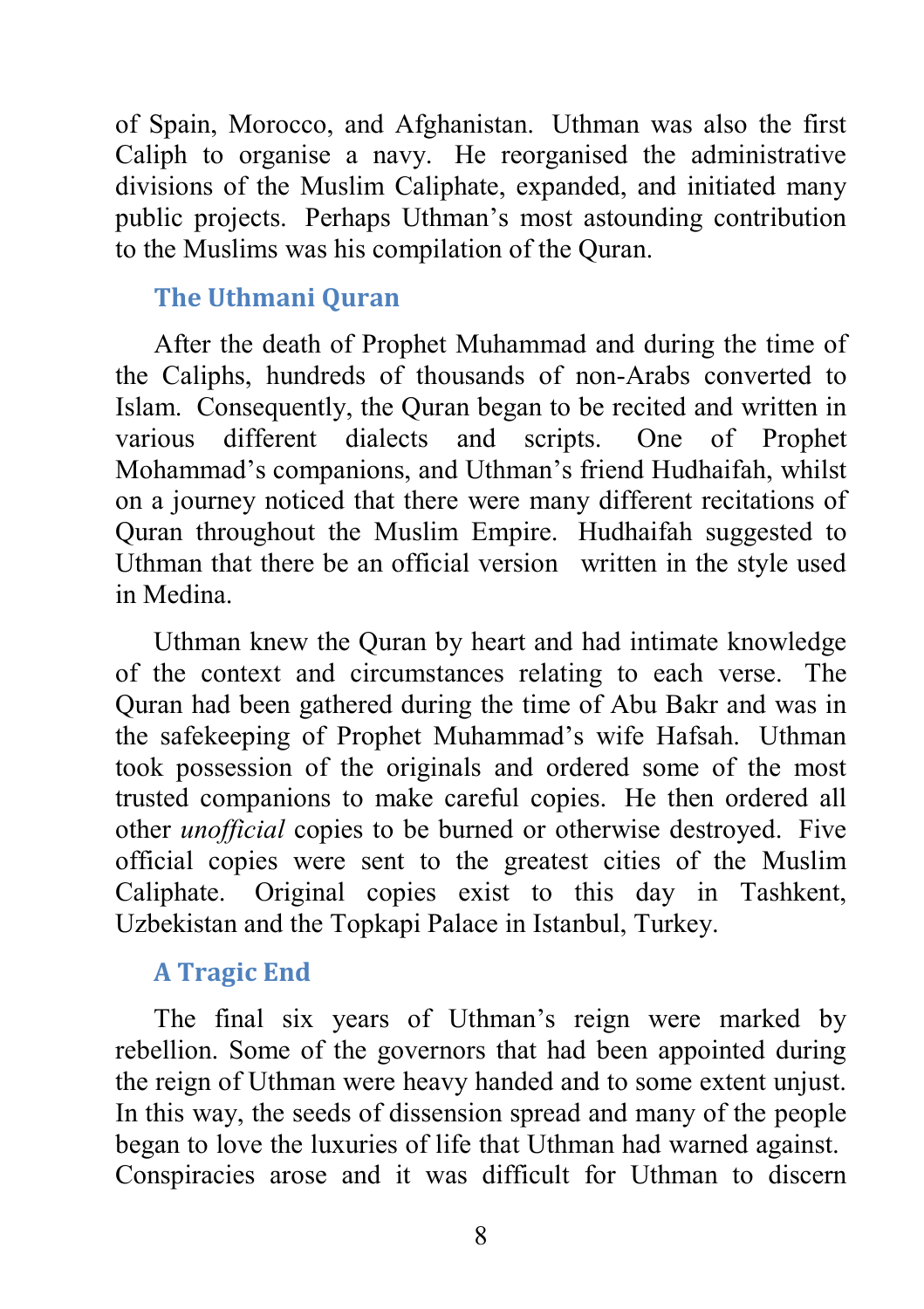of Spain, Morocco, and Afghanistan. Uthman was also the first Caliph to organise a navy. He reorganised the administrative divisions of the Muslim Caliphate, expanded, and initiated many public projects. Perhaps Uthman's most astounding contribution to the Muslims was his compilation of the Quran.

## The Uthmani Quran

After the death of Prophet Muhammad and during the time of the Caliphs, hundreds of thousands of non-Arabs converted to Islam. Consequently, the Quran began to be recited and written in various different dialects and scripts. One of Prophet Mohammad's companions, and Uthman's friend Hudhaifah, whilst on a journey noticed that there were many different recitations of Quran throughout the Muslim Empire. Hudhaifah suggested to Uthman that there be an official version written in the style used in Medina.

Uthman knew the Quran by heart and had intimate knowledge of the context and circumstances relating to each verse. The Quran had been gathered during the time of Abu Bakr and was in the safekeeping of Prophet Muhammad's wife Hafsah. Uthman took possession of the originals and ordered some of the most trusted companions to make careful copies. He then ordered all other *unofficial* copies to be burned or otherwise destroyed. Five official copies were sent to the greatest cities of the Muslim Caliphate. Original copies exist to this day in Tashkent, Uzbekistan and the Topkapi Palace in Istanbul, Turkey.

## A Tragic End

The final six years of Uthman's reign were marked by rebellion. Some of the governors that had been appointed during the reign of Uthman were heavy handed and to some extent unjust. In this way, the seeds of dissension spread and many of the people began to love the luxuries of life that Uthman had warned against. Conspiracies arose and it was difficult for Uthman to discern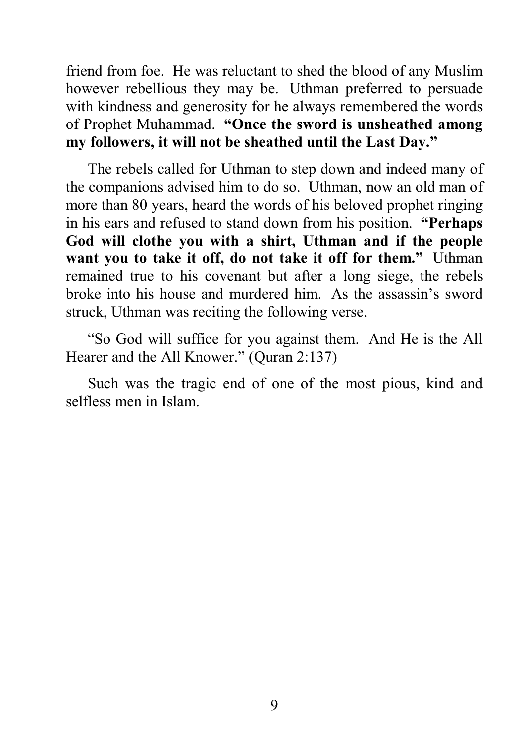friend from foe. He was reluctant to shed the blood of any Muslim however rebellious they may be. Uthman preferred to persuade with kindness and generosity for he always remembered the words of Prophet Muhammad. **"Once the sword is unsheathed among my followers, it will not be sheathed until the Last Day."**

The rebels called for Uthman to step down and indeed many of the companions advised him to do so. Uthman, now an old man of more than 80 years, heard the words of his beloved prophet ringing in his ears and refused to stand down from his position. **"Perhaps God will clothe you with a shirt, Uthman and if the people want you to take it off, do not take it off for them."** Uthman remained true to his covenant but after a long siege, the rebels broke into his house and murdered him. As the assassin's sword struck, Uthman was reciting the following verse.

"So God will suffice for you against them. And He is the All Hearer and the All Knower." (Quran 2:137)

Such was the tragic end of one of the most pious, kind and selfless men in Islam.